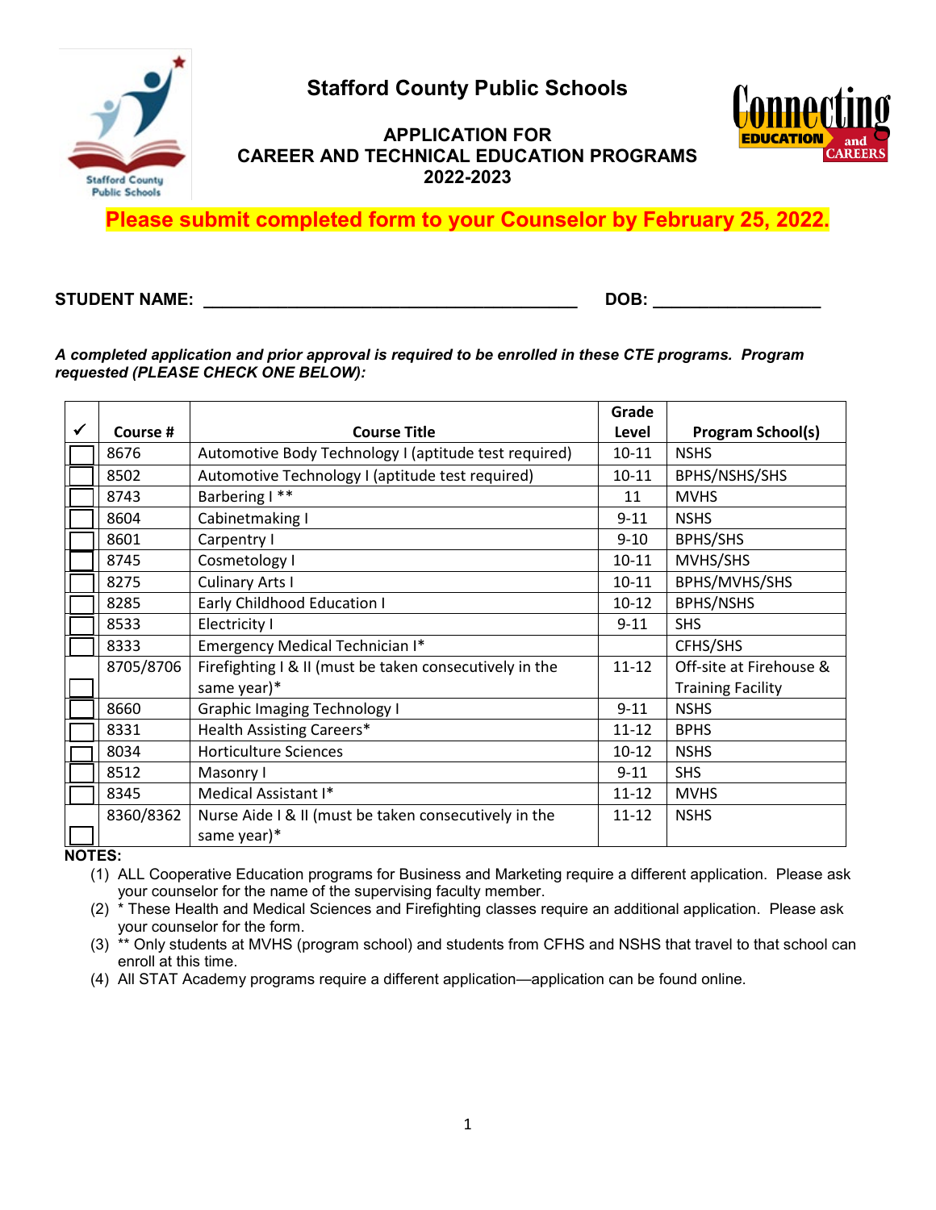# Stafford County Public Schools

## APPLICATION FOR CAREER AND TECHNICAL EDUCATION PROGRAMS 2022-2023

**Please submit completed form to your Counselor by February 25, 2022.**

**STUDENT NAME:** ________________________________________ **DOB:** __________________

***A completed application and prior approval is required to be enrolled in these CTE programs. Program requested (PLEASE CHECK ONE BELOW):***

| ✓ | Course # | Course Title | Grade Level | Program School(s) |
|---|---|---|---|---|
| ☐ | 8676 | Automotive Body Technology I (aptitude test required) | 10-11 | NSHS |
| ☐ | 8502 | Automotive Technology I (aptitude test required) | 10-11 | BPHS/NSHS/SHS |
| ☐ | 8743 | Barbering I ** | 11 | MVHS |
| ☐ | 8604 | Cabinetmaking I | 9-11 | NSHS |
| ☐ | 8601 | Carpentry I | 9-10 | BPHS/SHS |
| ☐ | 8745 | Cosmetology I | 10-11 | MVHS/SHS |
| ☐ | 8275 | Culinary Arts I | 10-11 | BPHS/MVHS/SHS |
| ☐ | 8285 | Early Childhood Education I | 10-12 | BPHS/NSHS |
| ☐ | 8533 | Electricity I | 9-11 | SHS |
| ☐ | 8333 | Emergency Medical Technician I* | | CFHS/SHS |
| ☐ | 8705/8706 | Firefighting I & II (must be taken consecutively in the same year)* | 11-12 | Off-site at Firehouse & Training Facility |
| ☐ | 8660 | Graphic Imaging Technology I | 9-11 | NSHS |
| ☐ | 8331 | Health Assisting Careers* | 11-12 | BPHS |
| ☐ | 8034 | Horticulture Sciences | 10-12 | NSHS |
| ☐ | 8512 | Masonry I | 9-11 | SHS |
| ☐ | 8345 | Medical Assistant I* | 11-12 | MVHS |
| ☐ | 8360/8362 | Nurse Aide I & II (must be taken consecutively in the same year)* | 11-12 | NSHS |

**NOTES:**

(1) ALL Cooperative Education programs for Business and Marketing require a different application. Please ask your counselor for the name of the supervising faculty member.

(2) * These Health and Medical Sciences and Firefighting classes require an additional application. Please ask your counselor for the form.

(3) ** Only students at MVHS (program school) and students from CFHS and NSHS that travel to that school can enroll at this time.

(4) All STAT Academy programs require a different application—application can be found online.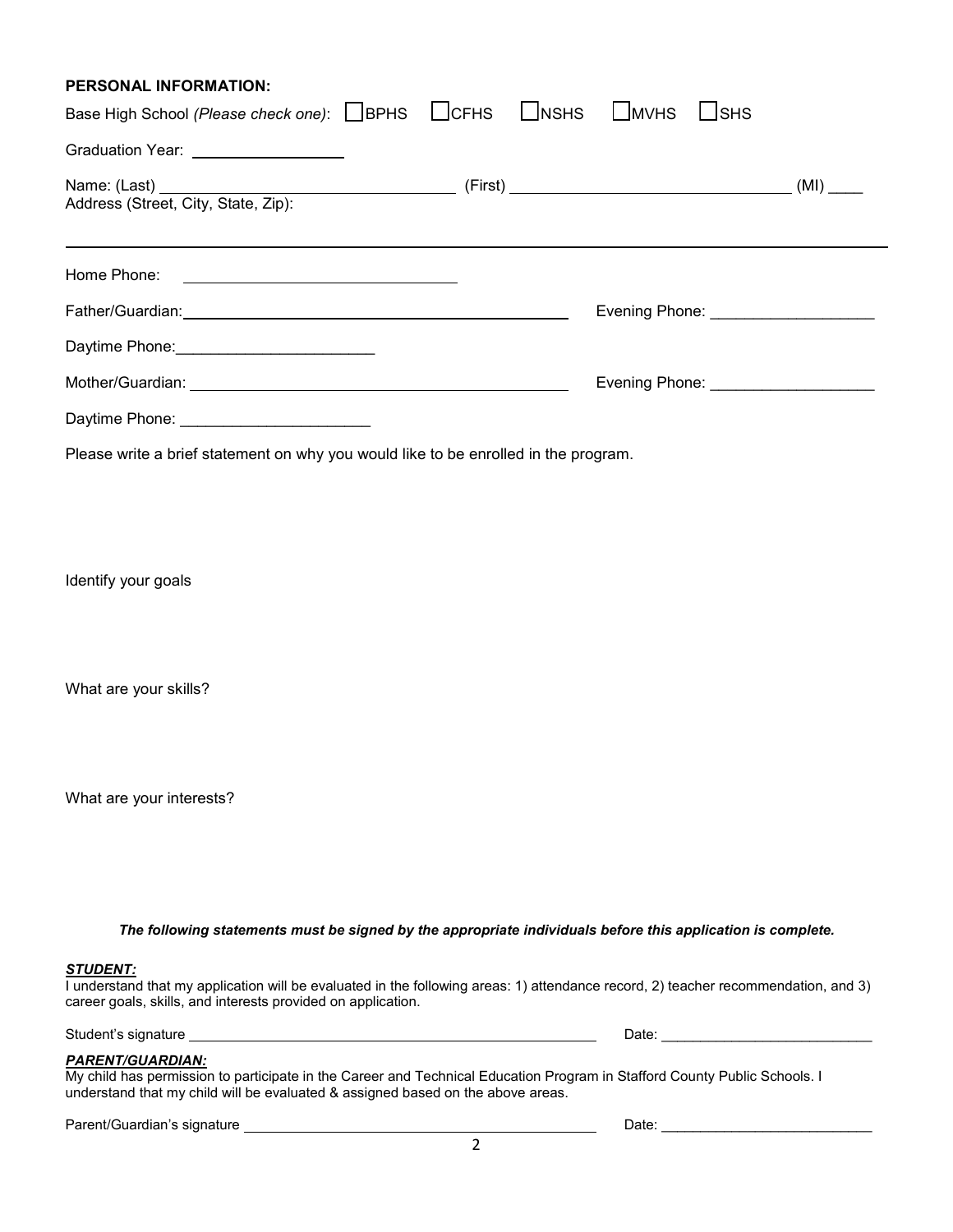**PERSONAL INFORMATION:**

Base High School *(Please check one)*: ☐ BPHS ☐ CFHS ☐ NSHS ☐ MVHS ☐ SHS

Graduation Year: ___________________

Name: (Last) ___________________________________ (First) ___________________________________ (MI) ____

Address (Street, City, State, Zip):

_____________________________________________________________________________________________

Home Phone: ___________________________________

Father/Guardian: ___________________________________________________ Evening Phone: ____________________

Daytime Phone: ________________________

Mother/Guardian: ___________________________________________________ Evening Phone: ____________________

Daytime Phone: ______________________

Please write a brief statement on why you would like to be enrolled in the program.

Identify your goals

What are your skills?

What are your interests?

***The following statements must be signed by the appropriate individuals before this application is complete.***

***STUDENT:***

I understand that my application will be evaluated in the following areas: 1) attendance record, 2) teacher recommendation, and 3) career goals, skills, and interests provided on application.

Student's signature ___________________________________________________________ Date: ___________________________

***PARENT/GUARDIAN:***

My child has permission to participate in the Career and Technical Education Program in Stafford County Public Schools. I understand that my child will be evaluated & assigned based on the above areas.

Parent/Guardian's signature ___________________________________________________ Date: ___________________________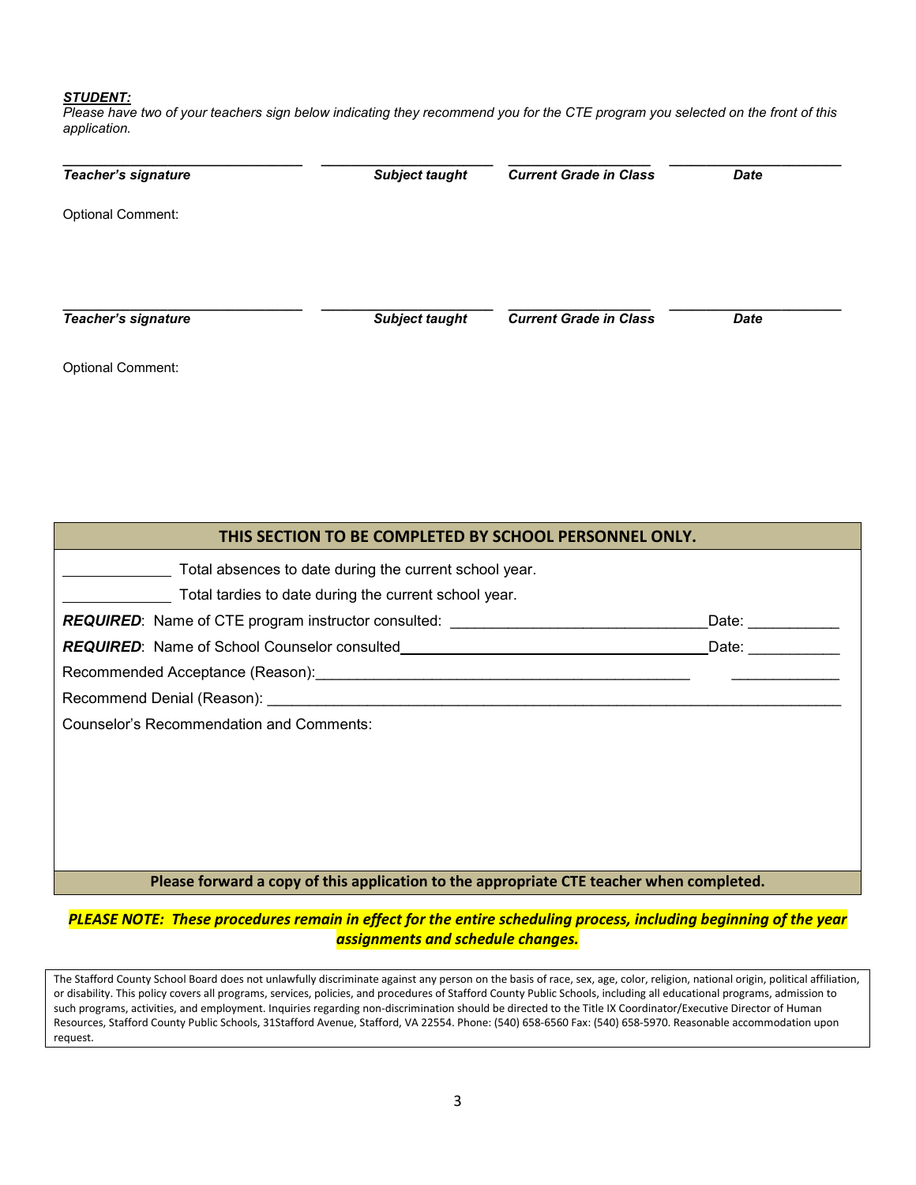***STUDENT:***
*Please have two of your teachers sign below indicating they recommend you for the CTE program you selected on the front of this application.*

| | | | |
|---|---|---|---|
| ______________________ | ______________ | ______________ | ______________ |
| ***Teacher's signature*** | ***Subject taught*** | ***Current Grade in Class*** | ***Date*** |

Optional Comment:

| | | | |
|---|---|---|---|
| ______________________ | ______________ | ______________ | ______________ |
| ***Teacher's signature*** | ***Subject taught*** | ***Current Grade in Class*** | ***Date*** |

Optional Comment:

**THIS SECTION TO BE COMPLETED BY SCHOOL PERSONNEL ONLY.**

____________ Total absences to date during the current school year.

____________ Total tardies to date during the current school year.

***REQUIRED***: Name of CTE program instructor consulted: ____________________________ Date: __________

***REQUIRED***: Name of School Counselor consulted____________________________ Date: __________

Recommended Acceptance (Reason):________________________________________ ____________

Recommend Denial (Reason): ______________________________________________________

Counselor's Recommendation and Comments:

**Please forward a copy of this application to the appropriate CTE teacher when completed.**

***PLEASE NOTE: These procedures remain in effect for the entire scheduling process, including beginning of the year assignments and schedule changes.***

The Stafford County School Board does not unlawfully discriminate against any person on the basis of race, sex, age, color, religion, national origin, political affiliation, or disability. This policy covers all programs, services, policies, and procedures of Stafford County Public Schools, including all educational programs, admission to such programs, activities, and employment. Inquiries regarding non-discrimination should be directed to the Title IX Coordinator/Executive Director of Human Resources, Stafford County Public Schools, 31Stafford Avenue, Stafford, VA 22554. Phone: (540) 658-6560 Fax: (540) 658-5970. Reasonable accommodation upon request.